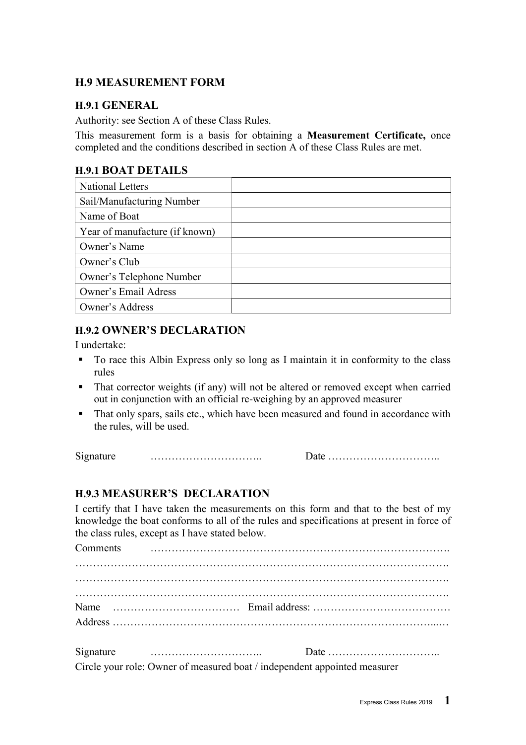## H.9 MEASUREMENT FORM

### H.9.1 GENERAL

Authority: see Section A of these Class Rules.

This measurement form is a basis for obtaining a **Measurement Certificate,** once completed and the conditions described in section A of these Class Rules are met.

### H.9.1 BOAT DETAILS

| National Letters | |
|---|---|
| Sail/Manufacturing Number | |
| Name of Boat | |
| Year of manufacture (if known) | |
| Owner's Name | |
| Owner's Club | |
| Owner's Telephone Number | |
| Owner's Email Adress | |
| Owner's Address | |

### H.9.2 OWNER'S DECLARATION

I undertake:

- To race this Albin Express only so long as I maintain it in conformity to the class rules
- That corrector weights (if any) will not be altered or removed except when carried out in conjunction with an official re-weighing by an approved measurer
- That only spars, sails etc., which have been measured and found in accordance with the rules, will be used.

Signature ………………………….. Date …………………………..

### H.9.3 MEASURER'S DECLARATION

I certify that I have taken the measurements on this form and that to the best of my knowledge the boat conforms to all of the rules and specifications at present in force of the class rules, except as I have stated below.

Comments ……………………………………………………………………………….
…………………………………………………………………………………………….
…………………………………………………………………………………………….
…………………………………………………………………………………………….

Name ……………………………… Email address: …………………………………

Address …………………………………………………………………………………...…

Signature ………………………….. Date …………………………..

Circle your role: Owner of measured boat / independent appointed measurer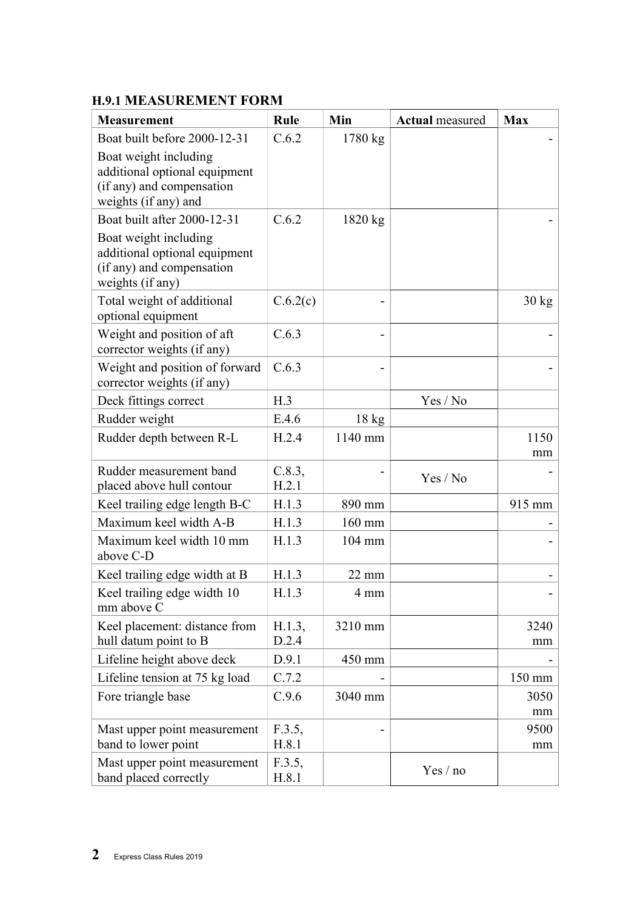### H.9.1 MEASUREMENT FORM

| Measurement | Rule | Min | **Actual** measured | Max |
|---|---|---|---|---|
| Boat built before 2000-12-31<br>Boat weight including additional optional equipment (if any) and compensation weights (if any) and | C.6.2 | 1780 kg | | - |
| Boat built after 2000-12-31<br>Boat weight including additional optional equipment (if any) and compensation weights (if any) | C.6.2 | 1820 kg | | - |
| Total weight of additional optional equipment | C.6.2(c) | - | | 30 kg |
| Weight and position of aft corrector weights (if any) | C.6.3 | - | | - |
| Weight and position of forward corrector weights (if any) | C.6.3 | - | | - |
| Deck fittings correct | H.3 | | Yes / No | |
| Rudder weight | E.4.6 | 18 kg | | |
| Rudder depth between R-L | H.2.4 | 1140 mm | | 1150 mm |
| Rudder measurement band placed above hull contour | C.8.3, H.2.1 | - | Yes / No | - |
| Keel trailing edge length B-C | H.1.3 | 890 mm | | 915 mm |
| Maximum keel width A-B | H.1.3 | 160 mm | | - |
| Maximum keel width 10 mm above C-D | H.1.3 | 104 mm | | - |
| Keel trailing edge width at B | H.1.3 | 22 mm | | - |
| Keel trailing edge width 10 mm above C | H.1.3 | 4 mm | | - |
| Keel placement: distance from hull datum point to B | H.1.3, D.2.4 | 3210 mm | | 3240 mm |
| Lifeline height above deck | D.9.1 | 450 mm | | - |
| Lifeline tension at 75 kg load | C.7.2 | - | | 150 mm |
| Fore triangle base | C.9.6 | 3040 mm | | 3050 mm |
| Mast upper point measurement band to lower point | F.3.5, H.8.1 | - | | 9500 mm |
| Mast upper point measurement band placed correctly | F.3.5, H.8.1 | | Yes / no | |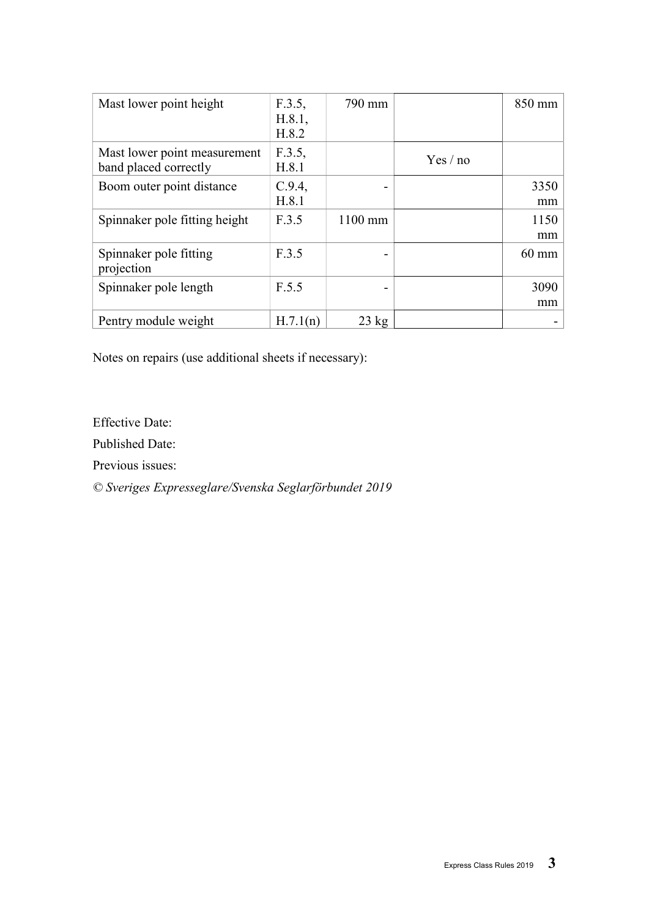| | | | | |
|---|---|---|---|---|
| Mast lower point height | F.3.5, H.8.1, H.8.2 | 790 mm | | 850 mm |
| Mast lower point measurement band placed correctly | F.3.5, H.8.1 | | Yes / no | |
| Boom outer point distance | C.9.4, H.8.1 | - | | 3350 mm |
| Spinnaker pole fitting height | F.3.5 | 1100 mm | | 1150 mm |
| Spinnaker pole fitting projection | F.3.5 | - | | 60 mm |
| Spinnaker pole length | F.5.5 | - | | 3090 mm |
| Pentry module weight | H.7.1(n) | 23 kg | | - |

Notes on repairs (use additional sheets if necessary):

Effective Date:

Published Date:

Previous issues:

*© Sveriges Expresseglare/Svenska Seglarförbundet 2019*